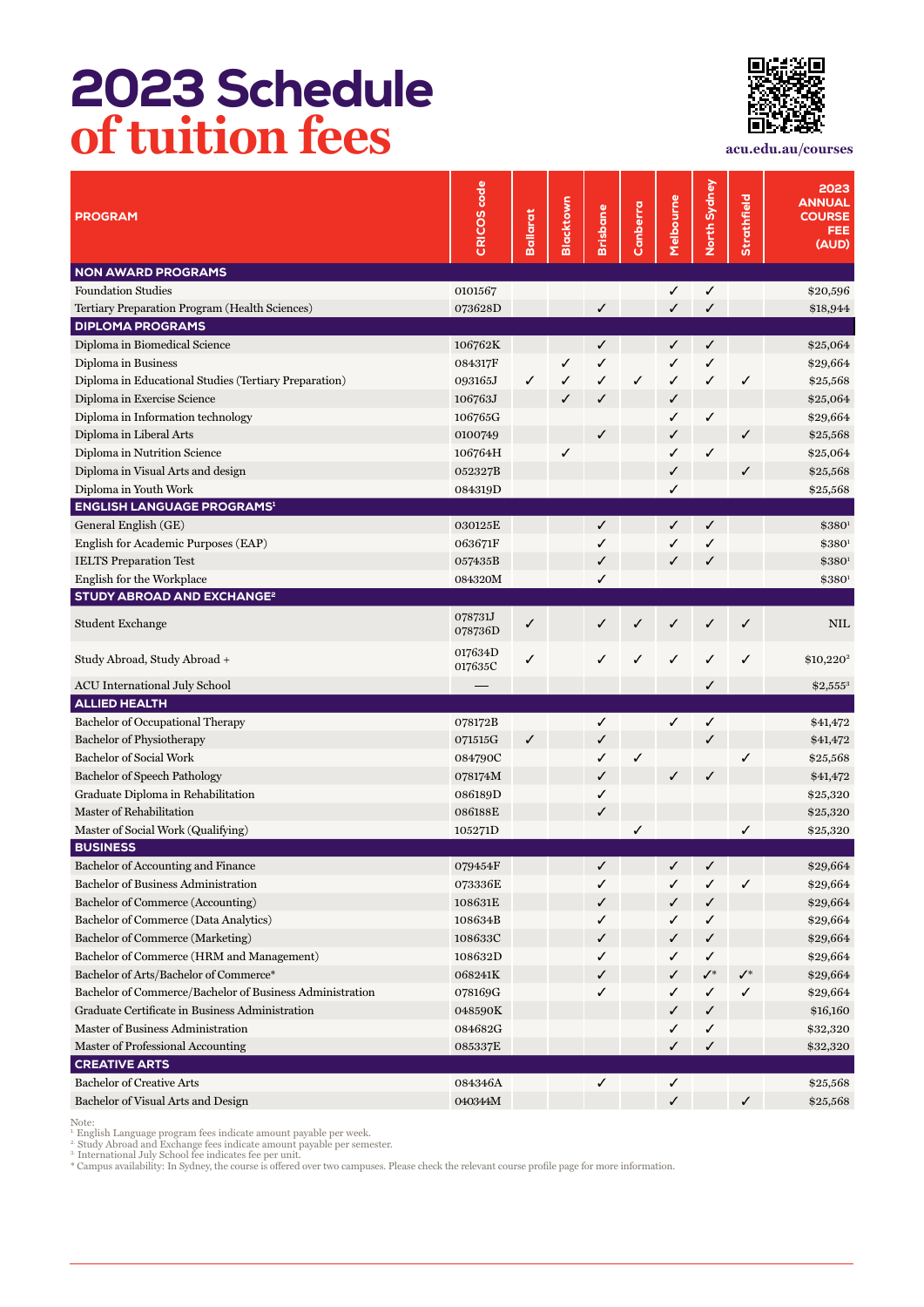# 2023 Schedule of tuition fees

acu.edu.au/courses

| PROGRAM | CRICOS code | Ballarat | Blacktown | Brisbane | Canberra | Melbourne | North Sydney | Strathfield | 2023 ANNUAL COURSE FEE (AUD) |
|---|---|---|---|---|---|---|---|---|---|
| **NON AWARD PROGRAMS** | | | | | | | | | |
| Foundation Studies | 0101567 | | | | | ✓ | ✓ | | $20,596 |
| Tertiary Preparation Program (Health Sciences) | 073628D | | | ✓ | | ✓ | ✓ | | $18,944 |
| **DIPLOMA PROGRAMS** | | | | | | | | | |
| Diploma in Biomedical Science | 106762K | | | ✓ | | ✓ | ✓ | | $25,064 |
| Diploma in Business | 084317F | | ✓ | ✓ | | ✓ | ✓ | | $29,664 |
| Diploma in Educational Studies (Tertiary Preparation) | 093165J | ✓ | ✓ | ✓ | ✓ | ✓ | ✓ | ✓ | $25,568 |
| Diploma in Exercise Science | 106763J | | ✓ | ✓ | | ✓ | | | $25,064 |
| Diploma in Information technology | 106765G | | | | | ✓ | ✓ | | $29,664 |
| Diploma in Liberal Arts | 0100749 | | | ✓ | | ✓ | | ✓ | $25,568 |
| Diploma in Nutrition Science | 106764H | | ✓ | | | ✓ | ✓ | | $25,064 |
| Diploma in Visual Arts and design | 052327B | | | | | ✓ | | ✓ | $25,568 |
| Diploma in Youth Work | 084319D | | | | | ✓ | | | $25,568 |
| **ENGLISH LANGUAGE PROGRAMS**[1] | | | | | | | | | |
| General English (GE) | 030125E | | | ✓ | | ✓ | ✓ | | $380[1] |
| English for Academic Purposes (EAP) | 063671F | | | ✓ | | ✓ | ✓ | | $380[1] |
| IELTS Preparation Test | 057435B | | | ✓ | | ✓ | ✓ | | $380[1] |
| English for the Workplace | 084320M | | | ✓ | | | | | $380[1] |
| **STUDY ABROAD AND EXCHANGE**[2] | | | | | | | | | |
| Student Exchange | 078731J 078736D | ✓ | | ✓ | ✓ | ✓ | ✓ | ✓ | NIL |
| Study Abroad, Study Abroad + | 017634D 017635C | ✓ | | ✓ | ✓ | ✓ | ✓ | ✓ | $10,220[2] |
| ACU International July School | — | | | | | | ✓ | | $2,555[3] |
| **ALLIED HEALTH** | | | | | | | | | |
| Bachelor of Occupational Therapy | 078172B | | | ✓ | | ✓ | ✓ | | $41,472 |
| Bachelor of Physiotherapy | 071515G | ✓ | | ✓ | | | ✓ | | $41,472 |
| Bachelor of Social Work | 084790C | | | ✓ | ✓ | | | ✓ | $25,568 |
| Bachelor of Speech Pathology | 078174M | | | ✓ | | ✓ | ✓ | | $41,472 |
| Graduate Diploma in Rehabilitation | 086189D | | | ✓ | | | | | $25,320 |
| Master of Rehabilitation | 086188E | | | ✓ | | | | | $25,320 |
| Master of Social Work (Qualifying) | 105271D | | | | ✓ | | | ✓ | $25,320 |
| **BUSINESS** | | | | | | | | | |
| Bachelor of Accounting and Finance | 079454F | | | ✓ | | ✓ | ✓ | | $29,664 |
| Bachelor of Business Administration | 073336E | | | ✓ | | ✓ | ✓ | ✓ | $29,664 |
| Bachelor of Commerce (Accounting) | 108631E | | | ✓ | | ✓ | ✓ | | $29,664 |
| Bachelor of Commerce (Data Analytics) | 108634B | | | ✓ | | ✓ | ✓ | | $29,664 |
| Bachelor of Commerce (Marketing) | 108633C | | | ✓ | | ✓ | ✓ | | $29,664 |
| Bachelor of Commerce (HRM and Management) | 108632D | | | ✓ | | ✓ | ✓ | | $29,664 |
| Bachelor of Arts/Bachelor of Commerce* | 068241K | | | ✓ | | ✓ | ✓* | ✓* | $29,664 |
| Bachelor of Commerce/Bachelor of Business Administration | 078169G | | | ✓ | | ✓ | ✓ | ✓ | $29,664 |
| Graduate Certificate in Business Administration | 048590K | | | | | ✓ | ✓ | | $16,160 |
| Master of Business Administration | 084682G | | | | | ✓ | ✓ | | $32,320 |
| Master of Professional Accounting | 085337E | | | | | ✓ | ✓ | | $32,320 |
| **CREATIVE ARTS** | | | | | | | | | |
| Bachelor of Creative Arts | 084346A | | | ✓ | | ✓ | | | $25,568 |
| Bachelor of Visual Arts and Design | 040344M | | | | | ✓ | | ✓ | $25,568 |

Note:
[1] English Language program fees indicate amount payable per week.
[2] Study Abroad and Exchange fees indicate amount payable per semester.
[3] International July School fee indicates fee per unit.
* Campus availability: In Sydney, the course is offered over two campuses. Please check the relevant course profile page for more information.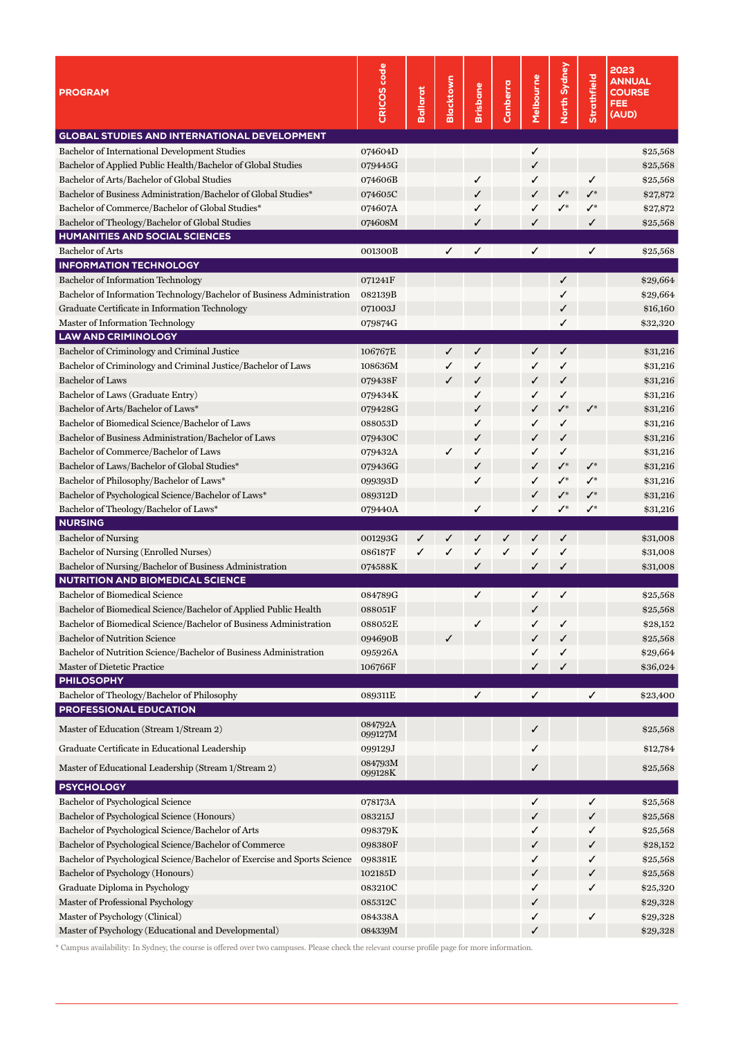| PROGRAM | CRICOS code | Ballarat | Blacktown | Brisbane | Canberra | Melbourne | North Sydney | Strathfield | 2023 ANNUAL COURSE FEE (AUD) |
|---|---|---|---|---|---|---|---|---|---|
| **GLOBAL STUDIES AND INTERNATIONAL DEVELOPMENT** | | | | | | | | | |
| Bachelor of International Development Studies | 074604D | | | | | ✓ | | | $25,568 |
| Bachelor of Applied Public Health/Bachelor of Global Studies | 079445G | | | | | ✓ | | | $25,568 |
| Bachelor of Arts/Bachelor of Global Studies | 074606B | | | ✓ | | ✓ | | ✓ | $25,568 |
| Bachelor of Business Administration/Bachelor of Global Studies* | 074605C | | | ✓ | | ✓ | ✓* | ✓* | $27,872 |
| Bachelor of Commerce/Bachelor of Global Studies* | 074607A | | | ✓ | | ✓ | ✓* | ✓* | $27,872 |
| Bachelor of Theology/Bachelor of Global Studies | 074608M | | | ✓ | | ✓ | | ✓ | $25,568 |
| **HUMANITIES AND SOCIAL SCIENCES** | | | | | | | | | |
| Bachelor of Arts | 001300B | | ✓ | ✓ | | ✓ | | ✓ | $25,568 |
| **INFORMATION TECHNOLOGY** | | | | | | | | | |
| Bachelor of Information Technology | 071241F | | | | | | ✓ | | $29,664 |
| Bachelor of Information Technology/Bachelor of Business Administration | 082139B | | | | | | ✓ | | $29,664 |
| Graduate Certificate in Information Technology | 071003J | | | | | | ✓ | | $16,160 |
| Master of Information Technology | 079874G | | | | | | ✓ | | $32,320 |
| **LAW AND CRIMINOLOGY** | | | | | | | | | |
| Bachelor of Criminology and Criminal Justice | 106767E | | ✓ | ✓ | | ✓ | ✓ | | $31,216 |
| Bachelor of Criminology and Criminal Justice/Bachelor of Laws | 108636M | | ✓ | ✓ | | ✓ | ✓ | | $31,216 |
| Bachelor of Laws | 079438F | | ✓ | ✓ | | ✓ | ✓ | | $31,216 |
| Bachelor of Laws (Graduate Entry) | 079434K | | | ✓ | | ✓ | ✓ | | $31,216 |
| Bachelor of Arts/Bachelor of Laws* | 079428G | | | ✓ | | ✓ | ✓* | ✓* | $31,216 |
| Bachelor of Biomedical Science/Bachelor of Laws | 088053D | | | ✓ | | ✓ | ✓ | | $31,216 |
| Bachelor of Business Administration/Bachelor of Laws | 079430C | | | ✓ | | ✓ | ✓ | | $31,216 |
| Bachelor of Commerce/Bachelor of Laws | 079432A | | ✓ | ✓ | | ✓ | ✓ | | $31,216 |
| Bachelor of Laws/Bachelor of Global Studies* | 079436G | | | ✓ | | ✓ | ✓* | ✓* | $31,216 |
| Bachelor of Philosophy/Bachelor of Laws* | 099393D | | | ✓ | | ✓ | ✓* | ✓* | $31,216 |
| Bachelor of Psychological Science/Bachelor of Laws* | 089312D | | | | | ✓ | ✓* | ✓* | $31,216 |
| Bachelor of Theology/Bachelor of Laws* | 079440A | | | ✓ | | ✓ | ✓* | ✓* | $31,216 |
| **NURSING** | | | | | | | | | |
| Bachelor of Nursing | 001293G | ✓ | ✓ | ✓ | ✓ | ✓ | ✓ | | $31,008 |
| Bachelor of Nursing (Enrolled Nurses) | 086187F | ✓ | ✓ | ✓ | ✓ | ✓ | ✓ | | $31,008 |
| Bachelor of Nursing/Bachelor of Business Administration | 074588K | | | ✓ | | ✓ | ✓ | | $31,008 |
| **NUTRITION AND BIOMEDICAL SCIENCE** | | | | | | | | | |
| Bachelor of Biomedical Science | 084789G | | | ✓ | | ✓ | ✓ | | $25,568 |
| Bachelor of Biomedical Science/Bachelor of Applied Public Health | 088051F | | | | | ✓ | | | $25,568 |
| Bachelor of Biomedical Science/Bachelor of Business Administration | 088052E | | | ✓ | | ✓ | ✓ | | $28,152 |
| Bachelor of Nutrition Science | 094690B | | ✓ | | | ✓ | ✓ | | $25,568 |
| Bachelor of Nutrition Science/Bachelor of Business Administration | 095926A | | | | | ✓ | ✓ | | $29,664 |
| Master of Dietetic Practice | 106766F | | | | | ✓ | ✓ | | $36,024 |
| **PHILOSOPHY** | | | | | | | | | |
| Bachelor of Theology/Bachelor of Philosophy | 089311E | | | ✓ | | ✓ | | ✓ | $23,400 |
| **PROFESSIONAL EDUCATION** | | | | | | | | | |
| Master of Education (Stream 1/Stream 2) | 084792A 099127M | | | | | ✓ | | | $25,568 |
| Graduate Certificate in Educational Leadership | 099129J | | | | | ✓ | | | $12,784 |
| Master of Educational Leadership (Stream 1/Stream 2) | 084793M 099128K | | | | | ✓ | | | $25,568 |
| **PSYCHOLOGY** | | | | | | | | | |
| Bachelor of Psychological Science | 078173A | | | | | ✓ | | ✓ | $25,568 |
| Bachelor of Psychological Science (Honours) | 083215J | | | | | ✓ | | ✓ | $25,568 |
| Bachelor of Psychological Science/Bachelor of Arts | 098379K | | | | | ✓ | | ✓ | $25,568 |
| Bachelor of Psychological Science/Bachelor of Commerce | 098380F | | | | | ✓ | | ✓ | $28,152 |
| Bachelor of Psychological Science/Bachelor of Exercise and Sports Science | 098381E | | | | | ✓ | | ✓ | $25,568 |
| Bachelor of Psychology (Honours) | 102185D | | | | | ✓ | | ✓ | $25,568 |
| Graduate Diploma in Psychology | 083210C | | | | | ✓ | | ✓ | $25,320 |
| Master of Professional Psychology | 085312C | | | | | ✓ | | | $29,328 |
| Master of Psychology (Clinical) | 084338A | | | | | ✓ | | ✓ | $29,328 |
| Master of Psychology (Educational and Developmental) | 084339M | | | | | ✓ | | | $29,328 |

* Campus availability: In Sydney, the course is offered over two campuses. Please check the relevant course profile page for more information.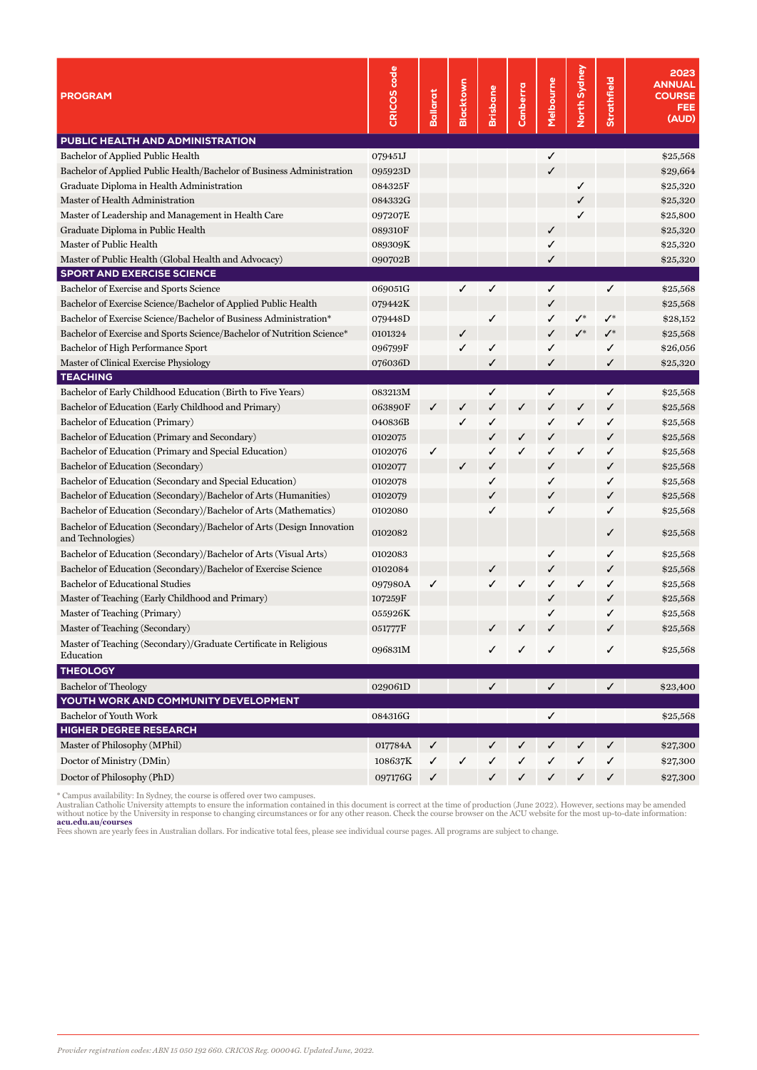| PROGRAM | CRICOS code | Ballarat | Blacktown | Brisbane | Canberra | Melbourne | North Sydney | Strathfield | 2023 ANNUAL COURSE FEE (AUD) |
|---|---|---|---|---|---|---|---|---|---|
| **PUBLIC HEALTH AND ADMINISTRATION** | | | | | | | | | |
| Bachelor of Applied Public Health | 079451J | | | | | ✓ | | | $25,568 |
| Bachelor of Applied Public Health/Bachelor of Business Administration | 095923D | | | | | ✓ | | | $29,664 |
| Graduate Diploma in Health Administration | 084325F | | | | | | ✓ | | $25,320 |
| Master of Health Administration | 084332G | | | | | | ✓ | | $25,320 |
| Master of Leadership and Management in Health Care | 097207E | | | | | | ✓ | | $25,800 |
| Graduate Diploma in Public Health | 089310F | | | | | ✓ | | | $25,320 |
| Master of Public Health | 089309K | | | | | ✓ | | | $25,320 |
| Master of Public Health (Global Health and Advocacy) | 090702B | | | | | ✓ | | | $25,320 |
| **SPORT AND EXERCISE SCIENCE** | | | | | | | | | |
| Bachelor of Exercise and Sports Science | 069051G | | ✓ | ✓ | | ✓ | | ✓ | $25,568 |
| Bachelor of Exercise Science/Bachelor of Applied Public Health | 079442K | | | | | ✓ | | | $25,568 |
| Bachelor of Exercise Science/Bachelor of Business Administration* | 079448D | | | ✓ | | ✓ | ✓* | ✓* | $28,152 |
| Bachelor of Exercise and Sports Science/Bachelor of Nutrition Science* | 0101324 | | ✓ | | | ✓ | ✓* | ✓* | $25,568 |
| Bachelor of High Performance Sport | 096799F | | ✓ | ✓ | | ✓ | | ✓ | $26,056 |
| Master of Clinical Exercise Physiology | 076036D | | | ✓ | | ✓ | | ✓ | $25,320 |
| **TEACHING** | | | | | | | | | |
| Bachelor of Early Childhood Education (Birth to Five Years) | 083213M | | | ✓ | | ✓ | | ✓ | $25,568 |
| Bachelor of Education (Early Childhood and Primary) | 063890F | ✓ | ✓ | ✓ | ✓ | ✓ | ✓ | ✓ | $25,568 |
| Bachelor of Education (Primary) | 040836B | | ✓ | ✓ | | ✓ | ✓ | ✓ | $25,568 |
| Bachelor of Education (Primary and Secondary) | 0102075 | | | ✓ | ✓ | ✓ | | ✓ | $25,568 |
| Bachelor of Education (Primary and Special Education) | 0102076 | ✓ | | ✓ | ✓ | ✓ | ✓ | ✓ | $25,568 |
| Bachelor of Education (Secondary) | 0102077 | | ✓ | ✓ | | ✓ | | ✓ | $25,568 |
| Bachelor of Education (Secondary and Special Education) | 0102078 | | | ✓ | | ✓ | | ✓ | $25,568 |
| Bachelor of Education (Secondary)/Bachelor of Arts (Humanities) | 0102079 | | | ✓ | | ✓ | | ✓ | $25,568 |
| Bachelor of Education (Secondary)/Bachelor of Arts (Mathematics) | 0102080 | | | ✓ | | ✓ | | ✓ | $25,568 |
| Bachelor of Education (Secondary)/Bachelor of Arts (Design Innovation and Technologies) | 0102082 | | | | | | | ✓ | $25,568 |
| Bachelor of Education (Secondary)/Bachelor of Arts (Visual Arts) | 0102083 | | | | | ✓ | | ✓ | $25,568 |
| Bachelor of Education (Secondary)/Bachelor of Exercise Science | 0102084 | | | ✓ | | ✓ | | ✓ | $25,568 |
| Bachelor of Educational Studies | 097980A | ✓ | | ✓ | ✓ | ✓ | ✓ | ✓ | $25,568 |
| Master of Teaching (Early Childhood and Primary) | 107259F | | | | | ✓ | | ✓ | $25,568 |
| Master of Teaching (Primary) | 055926K | | | | | ✓ | | ✓ | $25,568 |
| Master of Teaching (Secondary) | 051777F | | | ✓ | ✓ | ✓ | | ✓ | $25,568 |
| Master of Teaching (Secondary)/Graduate Certificate in Religious Education | 096831M | | | ✓ | ✓ | ✓ | | ✓ | $25,568 |
| **THEOLOGY** | | | | | | | | | |
| Bachelor of Theology | 029061D | | | ✓ | | ✓ | | ✓ | $23,400 |
| **YOUTH WORK AND COMMUNITY DEVELOPMENT** | | | | | | | | | |
| Bachelor of Youth Work | 084316G | | | | | ✓ | | | $25,568 |
| **HIGHER DEGREE RESEARCH** | | | | | | | | | |
| Master of Philosophy (MPhil) | 017784A | ✓ | | ✓ | ✓ | ✓ | ✓ | ✓ | $27,300 |
| Doctor of Ministry (DMin) | 108637K | ✓ | ✓ | ✓ | ✓ | ✓ | ✓ | ✓ | $27,300 |
| Doctor of Philosophy (PhD) | 097176G | ✓ | | ✓ | ✓ | ✓ | ✓ | ✓ | $27,300 |

* Campus availability: In Sydney, the course is offered over two campuses.

Australian Catholic University attempts to ensure the information contained in this document is correct at the time of production (June 2022). However, sections may be amended without notice by the University in response to changing circumstances or for any other reason. Check the course browser on the ACU website for the most up-to-date information: **acu.edu.au/courses**

Fees shown are yearly fees in Australian dollars. For indicative total fees, please see individual course pages. All programs are subject to change.

*Provider registration codes: ABN 15 050 192 660. CRICOS Reg. 00004G. Updated June, 2022.*